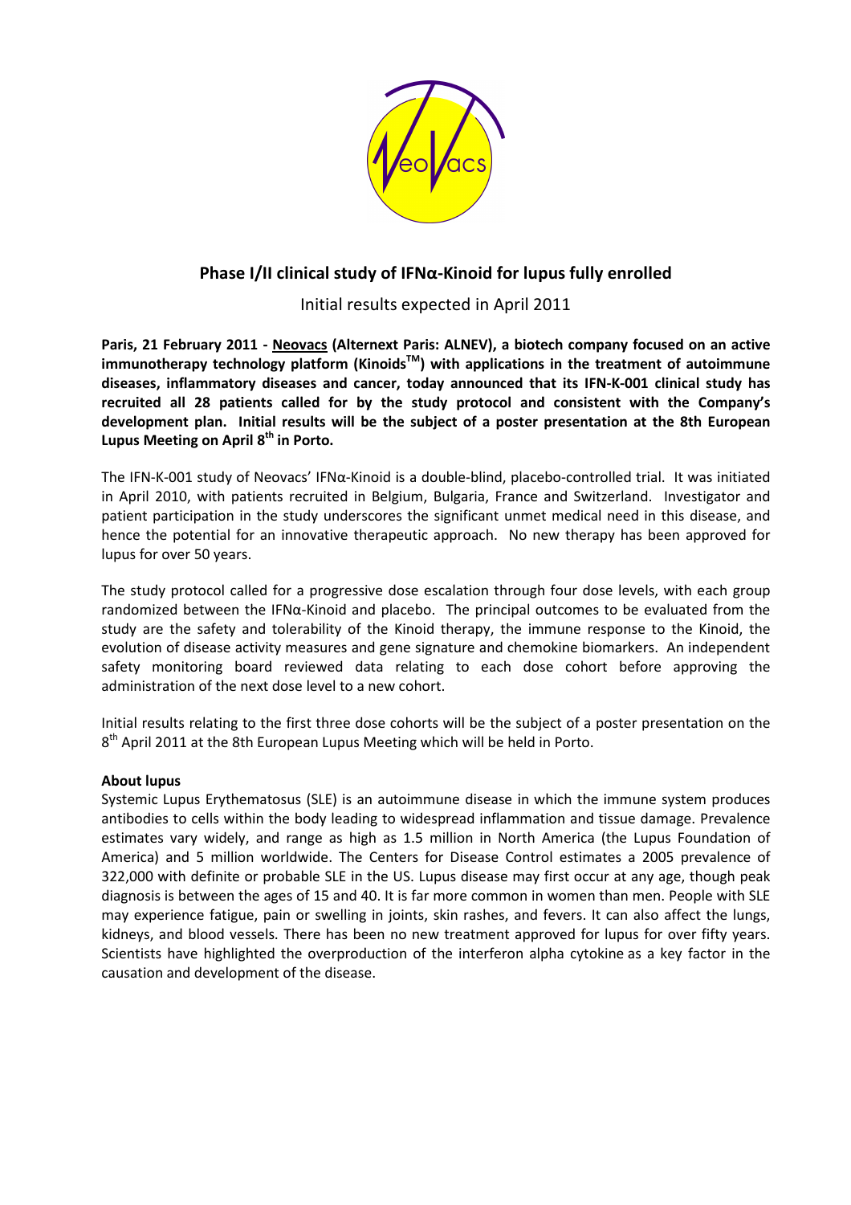# Phase I/II clinical study of IFNα-Kinoid for lupus fully enrolled

Initial results expected in April 2011

**Paris, 21 February 2011 - Neovacs (Alternext Paris: ALNEV), a biotech company focused on an active immunotherapy technology platform (Kinoids$^{TM}$) with applications in the treatment of autoimmune diseases, inflammatory diseases and cancer, today announced that its IFN-K-001 clinical study has recruited all 28 patients called for by the study protocol and consistent with the Company's development plan. Initial results will be the subject of a poster presentation at the 8th European Lupus Meeting on April 8$^{th}$ in Porto.**

The IFN-K-001 study of Neovacs' IFNα-Kinoid is a double-blind, placebo-controlled trial. It was initiated in April 2010, with patients recruited in Belgium, Bulgaria, France and Switzerland. Investigator and patient participation in the study underscores the significant unmet medical need in this disease, and hence the potential for an innovative therapeutic approach. No new therapy has been approved for lupus for over 50 years.

The study protocol called for a progressive dose escalation through four dose levels, with each group randomized between the IFNα-Kinoid and placebo. The principal outcomes to be evaluated from the study are the safety and tolerability of the Kinoid therapy, the immune response to the Kinoid, the evolution of disease activity measures and gene signature and chemokine biomarkers. An independent safety monitoring board reviewed data relating to each dose cohort before approving the administration of the next dose level to a new cohort.

Initial results relating to the first three dose cohorts will be the subject of a poster presentation on the 8$^{th}$ April 2011 at the 8th European Lupus Meeting which will be held in Porto.

**About lupus**

Systemic Lupus Erythematosus (SLE) is an autoimmune disease in which the immune system produces antibodies to cells within the body leading to widespread inflammation and tissue damage. Prevalence estimates vary widely, and range as high as 1.5 million in North America (the Lupus Foundation of America) and 5 million worldwide. The Centers for Disease Control estimates a 2005 prevalence of 322,000 with definite or probable SLE in the US. Lupus disease may first occur at any age, though peak diagnosis is between the ages of 15 and 40. It is far more common in women than men. People with SLE may experience fatigue, pain or swelling in joints, skin rashes, and fevers. It can also affect the lungs, kidneys, and blood vessels. There has been no new treatment approved for lupus for over fifty years. Scientists have highlighted the overproduction of the interferon alpha cytokine as a key factor in the causation and development of the disease.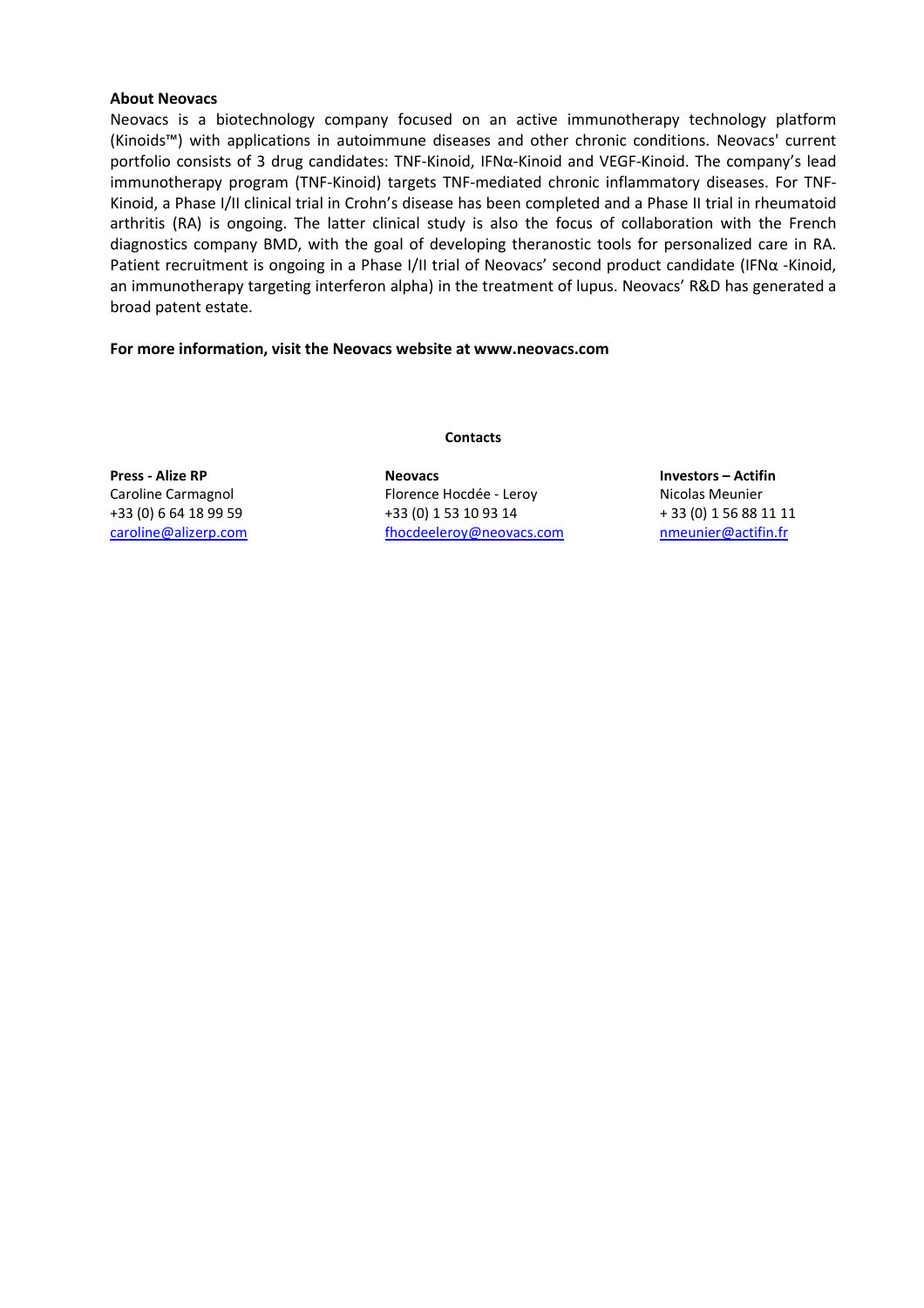**About Neovacs**

Neovacs is a biotechnology company focused on an active immunotherapy technology platform (Kinoids™) with applications in autoimmune diseases and other chronic conditions. Neovacs' current portfolio consists of 3 drug candidates: TNF-Kinoid, IFNα-Kinoid and VEGF-Kinoid. The company's lead immunotherapy program (TNF-Kinoid) targets TNF-mediated chronic inflammatory diseases. For TNF-Kinoid, a Phase I/II clinical trial in Crohn's disease has been completed and a Phase II trial in rheumatoid arthritis (RA) is ongoing. The latter clinical study is also the focus of collaboration with the French diagnostics company BMD, with the goal of developing theranostic tools for personalized care in RA. Patient recruitment is ongoing in a Phase I/II trial of Neovacs' second product candidate (IFNα -Kinoid, an immunotherapy targeting interferon alpha) in the treatment of lupus. Neovacs' R&D has generated a broad patent estate.

**For more information, visit the Neovacs website at www.neovacs.com**

**Contacts**

| | | |
|---|---|---|
| **Press - Alize RP** | **Neovacs** | **Investors – Actifin** |
| Caroline Carmagnol | Florence Hocdée - Leroy | Nicolas Meunier |
| +33 (0) 6 64 18 99 59 | +33 (0) 1 53 10 93 14 | + 33 (0) 1 56 88 11 11 |
| caroline@alizerp.com | fhocdeeleroy@neovacs.com | nmeunier@actifin.fr |